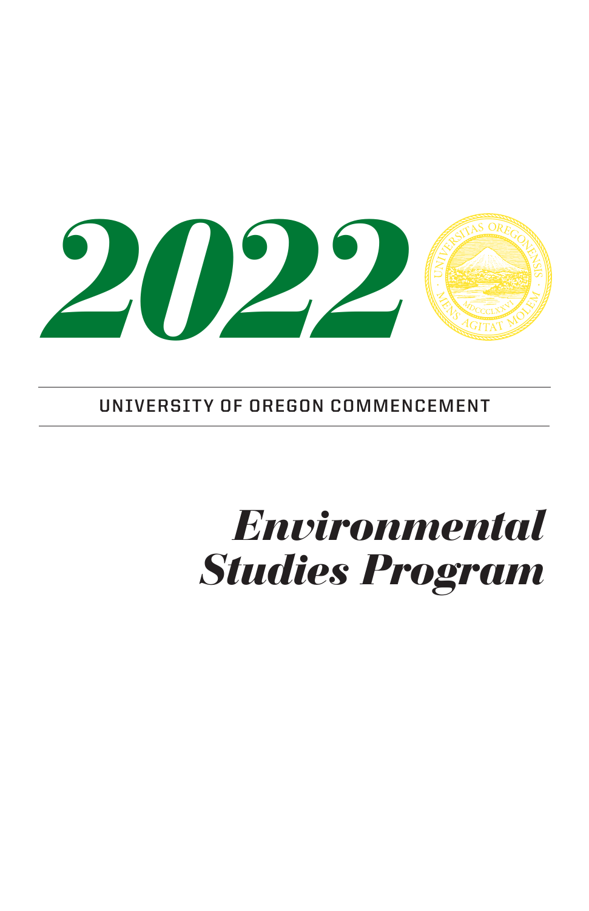# 2022

UNIVERSITY OF OREGON COMMENCEMENT

# *Environmental Studies Program*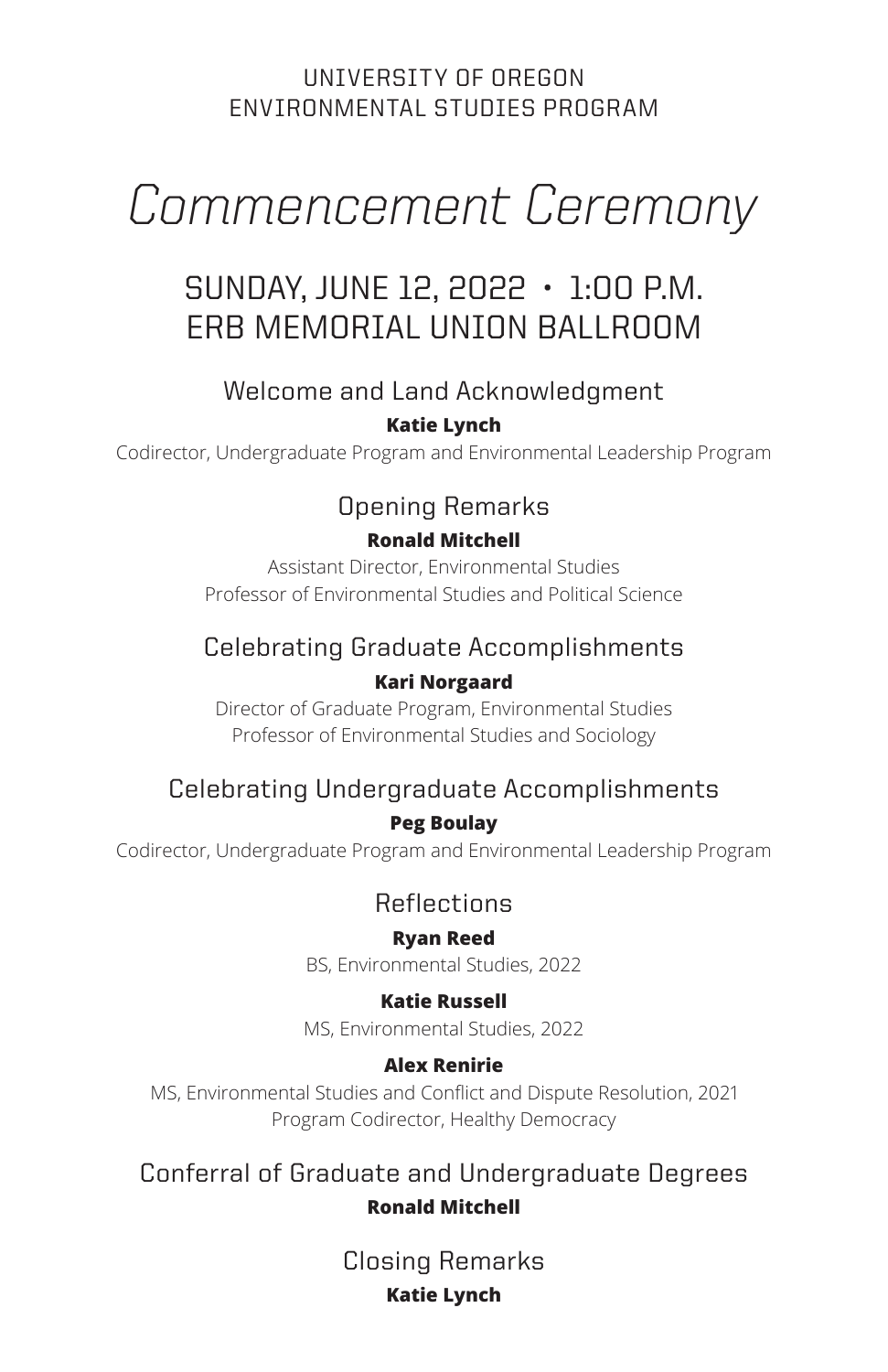UNIVERSITY OF OREGON
ENVIRONMENTAL STUDIES PROGRAM

# *Commencement Ceremony*

## SUNDAY, JUNE 12, 2022 • 1:00 P.M.
## ERB MEMORIAL UNION BALLROOM

### Welcome and Land Acknowledgment

**Katie Lynch**
Codirector, Undergraduate Program and Environmental Leadership Program

### Opening Remarks

**Ronald Mitchell**
Assistant Director, Environmental Studies
Professor of Environmental Studies and Political Science

### Celebrating Graduate Accomplishments

**Kari Norgaard**
Director of Graduate Program, Environmental Studies
Professor of Environmental Studies and Sociology

### Celebrating Undergraduate Accomplishments

**Peg Boulay**
Codirector, Undergraduate Program and Environmental Leadership Program

### Reflections

**Ryan Reed**
BS, Environmental Studies, 2022

**Katie Russell**
MS, Environmental Studies, 2022

**Alex Renirie**
MS, Environmental Studies and Conflict and Dispute Resolution, 2021
Program Codirector, Healthy Democracy

### Conferral of Graduate and Undergraduate Degrees

**Ronald Mitchell**

### Closing Remarks

**Katie Lynch**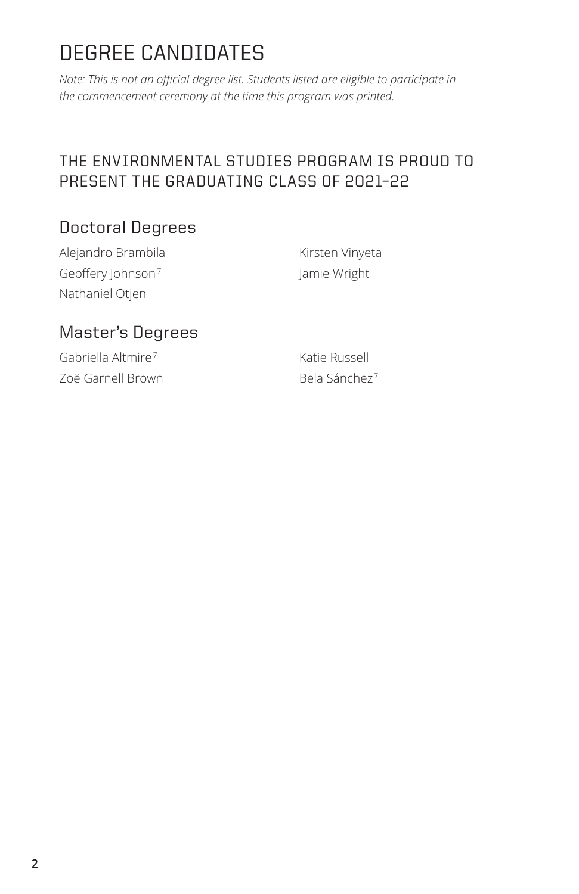# DEGREE CANDIDATES

*Note: This is not an official degree list. Students listed are eligible to participate in the commencement ceremony at the time this program was printed.*

## THE ENVIRONMENTAL STUDIES PROGRAM IS PROUD TO PRESENT THE GRADUATING CLASS OF 2021–22

### Doctoral Degrees

Alejandro Brambila
Geoffery Johnson[7]
Nathaniel Otjen
Kirsten Vinyeta
Jamie Wright

### Master's Degrees

Gabriella Altmire[7]
Zoë Garnell Brown
Katie Russell
Bela Sánchez[7]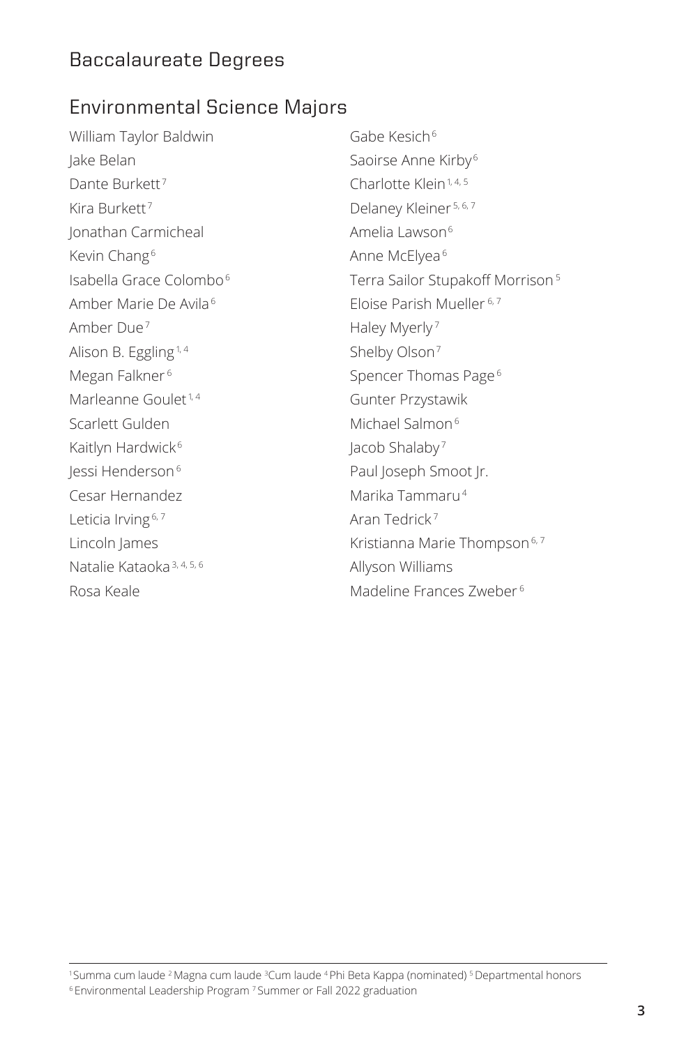## Baccalaureate Degrees

### Environmental Science Majors

William Taylor Baldwin
Jake Belan
Dante Burkett[7]
Kira Burkett[7]
Jonathan Carmicheal
Kevin Chang[6]
Isabella Grace Colombo[6]
Amber Marie De Avila[6]
Amber Due[7]
Alison B. Eggling[1, 4]
Megan Falkner[6]
Marleanne Goulet[1, 4]
Scarlett Gulden
Kaitlyn Hardwick[6]
Jessi Henderson[6]
Cesar Hernandez
Leticia Irving[6, 7]
Lincoln James
Natalie Kataoka[3, 4, 5, 6]
Rosa Keale
Gabe Kesich[6]
Saoirse Anne Kirby[6]
Charlotte Klein[1, 4, 5]
Delaney Kleiner[5, 6, 7]
Amelia Lawson[6]
Anne McElyea[6]
Terra Sailor Stupakoff Morrison[5]
Eloise Parish Mueller[6, 7]
Haley Myerly[7]
Shelby Olson[7]
Spencer Thomas Page[6]
Gunter Przystawik
Michael Salmon[6]
Jacob Shalaby[7]
Paul Joseph Smoot Jr.
Marika Tammaru[4]
Aran Tedrick[7]
Kristianna Marie Thompson[6, 7]
Allyson Williams
Madeline Frances Zweber[6]

---

[1] Summa cum laude [2] Magna cum laude [3] Cum laude [4] Phi Beta Kappa (nominated) [5] Departmental honors
[6] Environmental Leadership Program [7] Summer or Fall 2022 graduation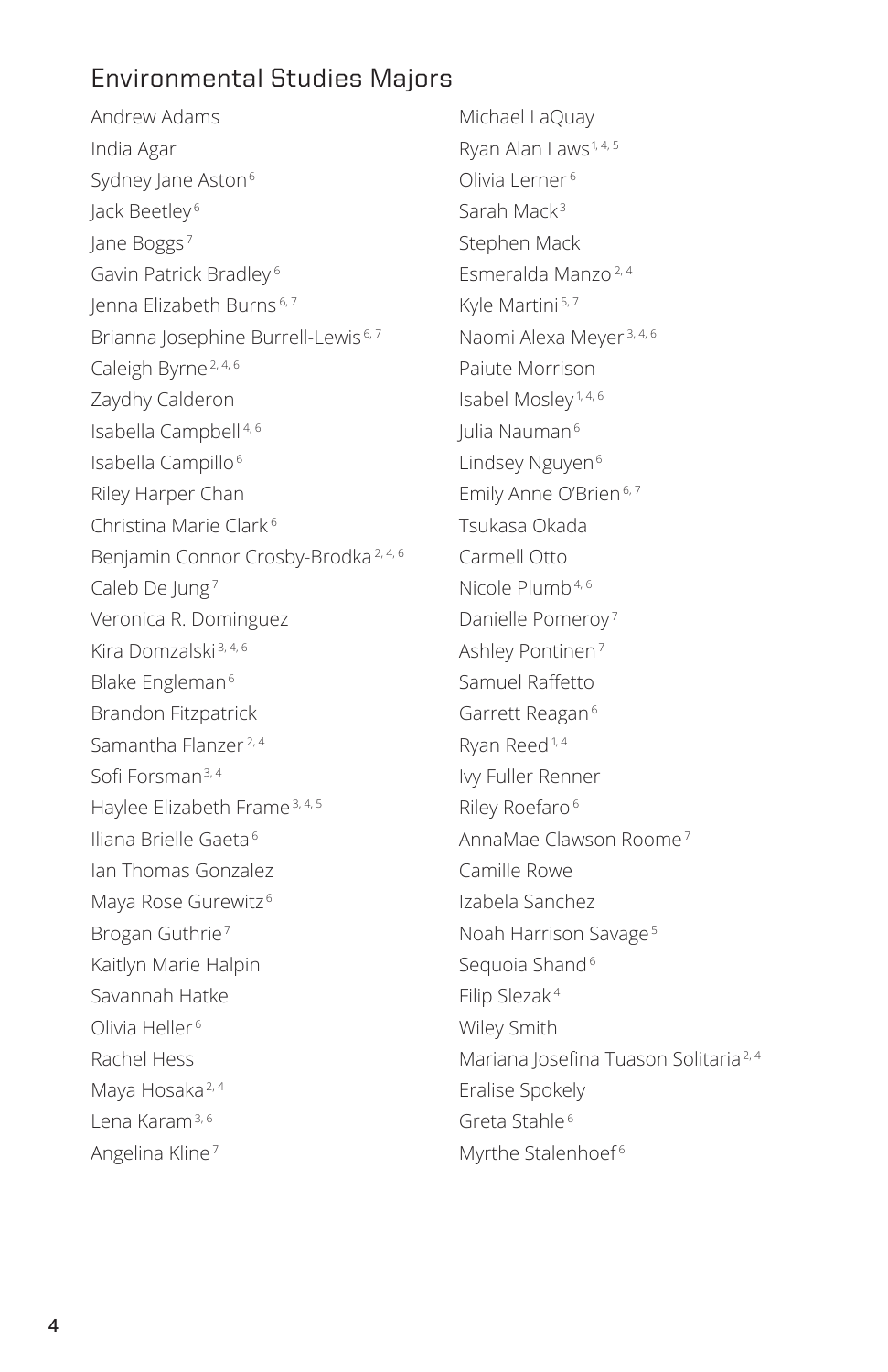## Environmental Studies Majors

Andrew Adams
India Agar
Sydney Jane Aston[6]
Jack Beetley[6]
Jane Boggs[7]
Gavin Patrick Bradley[6]
Jenna Elizabeth Burns[6, 7]
Brianna Josephine Burrell-Lewis[6, 7]
Caleigh Byrne[2, 4, 6]
Zaydhy Calderon
Isabella Campbell[4, 6]
Isabella Campillo[6]
Riley Harper Chan
Christina Marie Clark[6]
Benjamin Connor Crosby-Brodka[2, 4, 6]
Caleb De Jung[7]
Veronica R. Dominguez
Kira Domzalski[3, 4, 6]
Blake Engleman[6]
Brandon Fitzpatrick
Samantha Flanzer[2, 4]
Sofi Forsman[3, 4]
Haylee Elizabeth Frame[3, 4, 5]
Iliana Brielle Gaeta[6]
Ian Thomas Gonzalez
Maya Rose Gurewitz[6]
Brogan Guthrie[7]
Kaitlyn Marie Halpin
Savannah Hatke
Olivia Heller[6]
Rachel Hess
Maya Hosaka[2, 4]
Lena Karam[3, 6]
Angelina Kline[7]
Michael LaQuay
Ryan Alan Laws[1, 4, 5]
Olivia Lerner[6]
Sarah Mack[3]
Stephen Mack
Esmeralda Manzo[2, 4]
Kyle Martini[5, 7]
Naomi Alexa Meyer[3, 4, 6]
Paiute Morrison
Isabel Mosley[1, 4, 6]
Julia Nauman[6]
Lindsey Nguyen[6]
Emily Anne O'Brien[6, 7]
Tsukasa Okada
Carmell Otto
Nicole Plumb[4, 6]
Danielle Pomeroy[7]
Ashley Pontinen[7]
Samuel Raffetto
Garrett Reagan[6]
Ryan Reed[1, 4]
Ivy Fuller Renner
Riley Roefaro[6]
AnnaMae Clawson Roome[7]
Camille Rowe
Izabela Sanchez
Noah Harrison Savage[5]
Sequoia Shand[6]
Filip Slezak[4]
Wiley Smith
Mariana Josefina Tuason Solitaria[2, 4]
Eralise Spokely
Greta Stahle[6]
Myrthe Stalenhoef[6]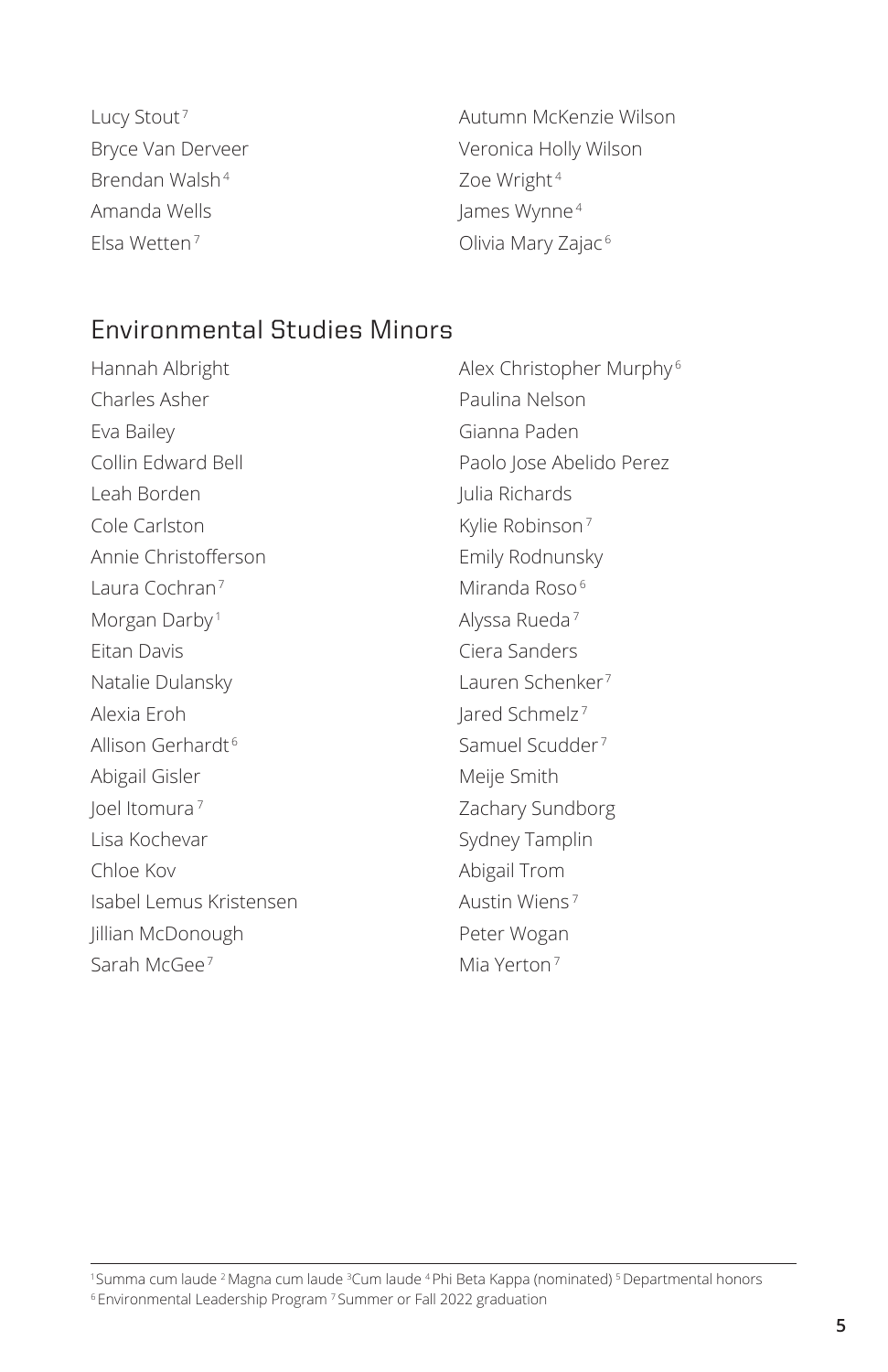Lucy Stout[7]
Bryce Van Derveer
Brendan Walsh[4]
Amanda Wells
Elsa Wetten[7]
Autumn McKenzie Wilson
Veronica Holly Wilson
Zoe Wright[4]
James Wynne[4]
Olivia Mary Zajac[6]

## Environmental Studies Minors

Hannah Albright
Charles Asher
Eva Bailey
Collin Edward Bell
Leah Borden
Cole Carlston
Annie Christofferson
Laura Cochran[7]
Morgan Darby[1]
Eitan Davis
Natalie Dulansky
Alexia Eroh
Allison Gerhardt[6]
Abigail Gisler
Joel Itomura[7]
Lisa Kochevar
Chloe Kov
Isabel Lemus Kristensen
Jillian McDonough
Sarah McGee[7]
Alex Christopher Murphy[6]
Paulina Nelson
Gianna Paden
Paolo Jose Abelido Perez
Julia Richards
Kylie Robinson[7]
Emily Rodnunsky
Miranda Roso[6]
Alyssa Rueda[7]
Ciera Sanders
Lauren Schenker[7]
Jared Schmelz[7]
Samuel Scudder[7]
Meije Smith
Zachary Sundborg
Sydney Tamplin
Abigail Trom
Austin Wiens[7]
Peter Wogan
Mia Yerton[7]

---

[1] Summa cum laude [2] Magna cum laude [3] Cum laude [4] Phi Beta Kappa (nominated) [5] Departmental honors
[6] Environmental Leadership Program [7] Summer or Fall 2022 graduation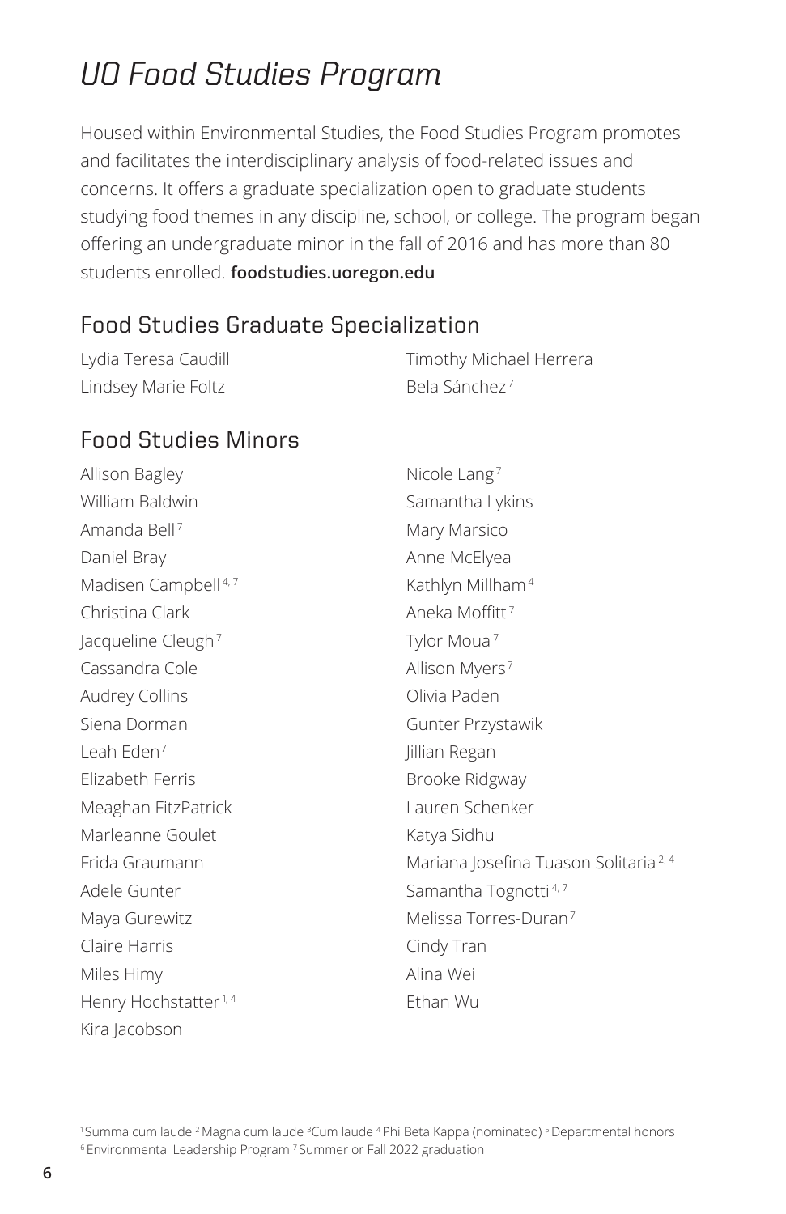# *UO Food Studies Program*

Housed within Environmental Studies, the Food Studies Program promotes and facilitates the interdisciplinary analysis of food-related issues and concerns. It offers a graduate specialization open to graduate students studying food themes in any discipline, school, or college. The program began offering an undergraduate minor in the fall of 2016 and has more than 80 students enrolled. **foodstudies.uoregon.edu**

## Food Studies Graduate Specialization

Lydia Teresa Caudill
Lindsey Marie Foltz
Timothy Michael Herrera
Bela Sánchez[7]

## Food Studies Minors

Allison Bagley
William Baldwin
Amanda Bell[7]
Daniel Bray
Madisen Campbell[4,7]
Christina Clark
Jacqueline Cleugh[7]
Cassandra Cole
Audrey Collins
Siena Dorman
Leah Eden[7]
Elizabeth Ferris
Meaghan FitzPatrick
Marleanne Goulet
Frida Graumann
Adele Gunter
Maya Gurewitz
Claire Harris
Miles Himy
Henry Hochstatter[1,4]
Kira Jacobson
Nicole Lang[7]
Samantha Lykins
Mary Marsico
Anne McElyea
Kathlyn Millham[4]
Aneka Moffitt[7]
Tylor Moua[7]
Allison Myers[7]
Olivia Paden
Gunter Przystawik
Jillian Regan
Brooke Ridgway
Lauren Schenker
Katya Sidhu
Mariana Josefina Tuason Solitaria[2,4]
Samantha Tognotti[4,7]
Melissa Torres-Duran[7]
Cindy Tran
Alina Wei
Ethan Wu

---

[1] Summa cum laude [2] Magna cum laude [3] Cum laude [4] Phi Beta Kappa (nominated) [5] Departmental honors [6] Environmental Leadership Program [7] Summer or Fall 2022 graduation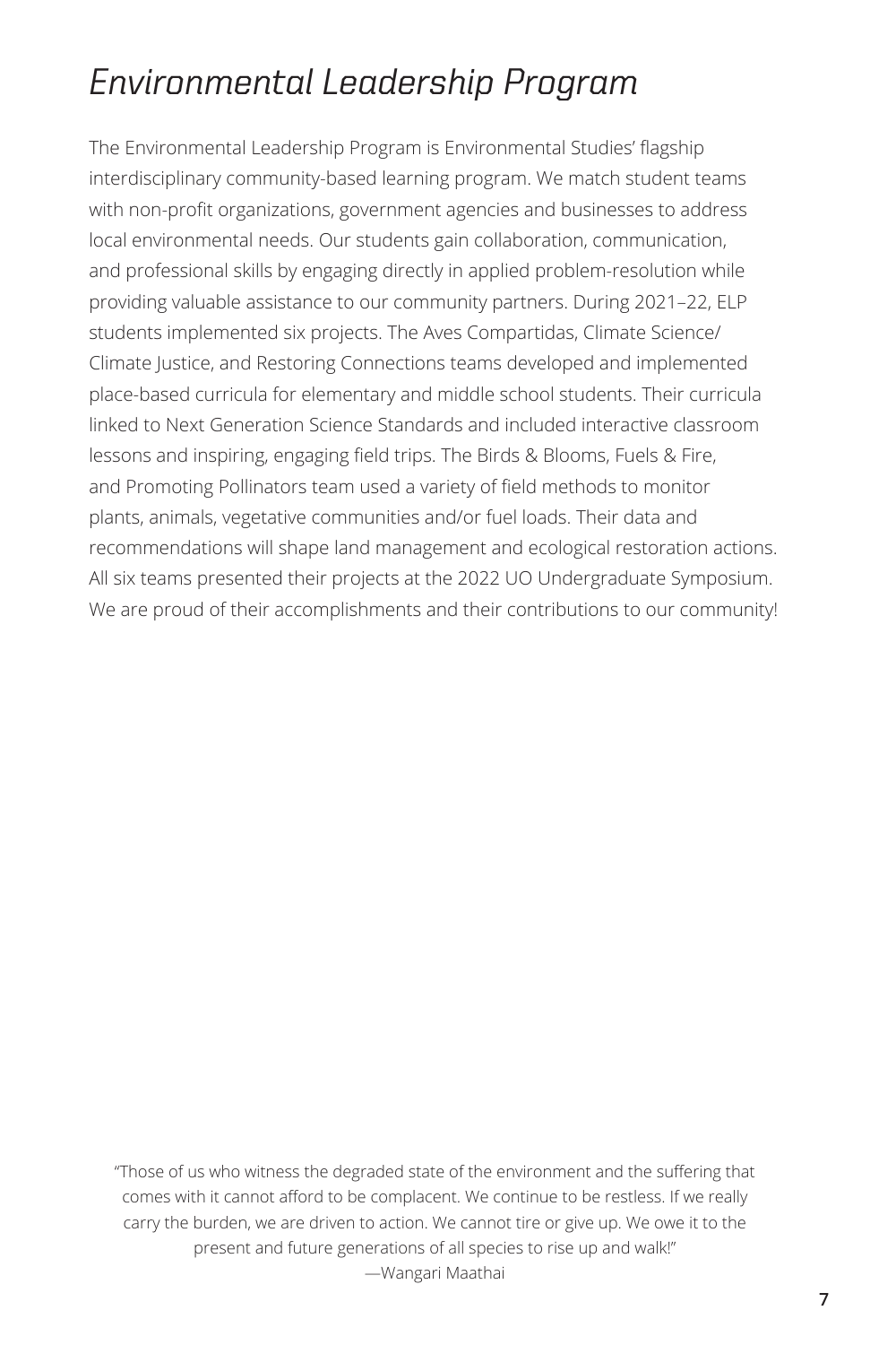# *Environmental Leadership Program*

The Environmental Leadership Program is Environmental Studies' flagship interdisciplinary community-based learning program. We match student teams with non-profit organizations, government agencies and businesses to address local environmental needs. Our students gain collaboration, communication, and professional skills by engaging directly in applied problem-resolution while providing valuable assistance to our community partners. During 2021–22, ELP students implemented six projects. The Aves Compartidas, Climate Science/Climate Justice, and Restoring Connections teams developed and implemented place-based curricula for elementary and middle school students. Their curricula linked to Next Generation Science Standards and included interactive classroom lessons and inspiring, engaging field trips. The Birds & Blooms, Fuels & Fire, and Promoting Pollinators team used a variety of field methods to monitor plants, animals, vegetative communities and/or fuel loads. Their data and recommendations will shape land management and ecological restoration actions. All six teams presented their projects at the 2022 UO Undergraduate Symposium. We are proud of their accomplishments and their contributions to our community!

"Those of us who witness the degraded state of the environment and the suffering that comes with it cannot afford to be complacent. We continue to be restless. If we really carry the burden, we are driven to action. We cannot tire or give up. We owe it to the present and future generations of all species to rise up and walk!"
—Wangari Maathai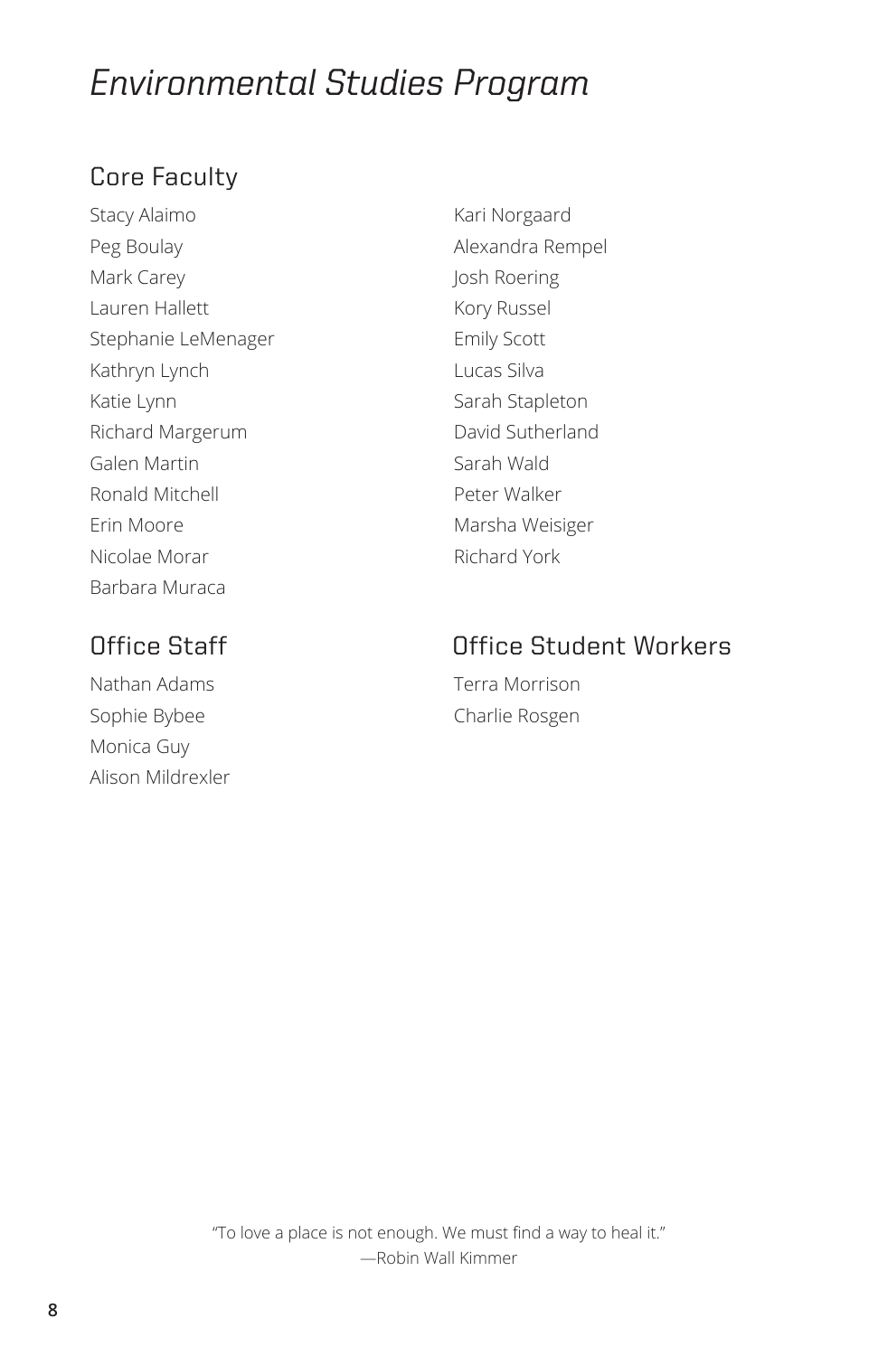# *Environmental Studies Program*

## Core Faculty

Stacy Alaimo
Peg Boulay
Mark Carey
Lauren Hallett
Stephanie LeMenager
Kathryn Lynch
Katie Lynn
Richard Margerum
Galen Martin
Ronald Mitchell
Erin Moore
Nicolae Morar
Barbara Muraca
Kari Norgaard
Alexandra Rempel
Josh Roering
Kory Russel
Emily Scott
Lucas Silva
Sarah Stapleton
David Sutherland
Sarah Wald
Peter Walker
Marsha Weisiger
Richard York

## Office Staff

Nathan Adams
Sophie Bybee
Monica Guy
Alison Mildrexler

## Office Student Workers

Terra Morrison
Charlie Rosgen

"To love a place is not enough. We must find a way to heal it."
—Robin Wall Kimmer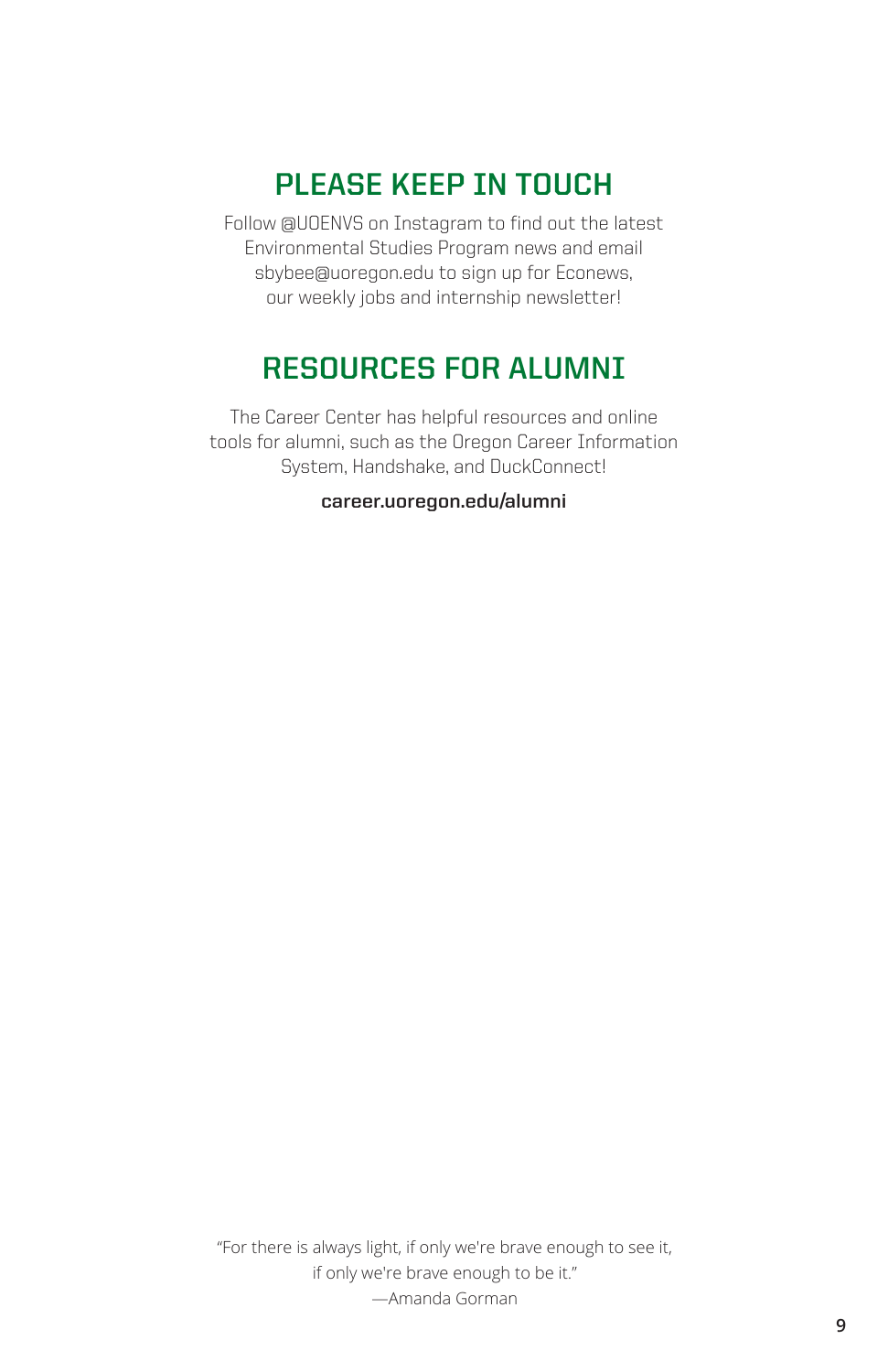## PLEASE KEEP IN TOUCH

Follow @UOENVS on Instagram to find out the latest Environmental Studies Program news and email sbybee@uoregon.edu to sign up for Econews, our weekly jobs and internship newsletter!

## RESOURCES FOR ALUMNI

The Career Center has helpful resources and online tools for alumni, such as the Oregon Career Information System, Handshake, and DuckConnect!

**career.uoregon.edu/alumni**

"For there is always light, if only we're brave enough to see it, if only we're brave enough to be it."
—Amanda Gorman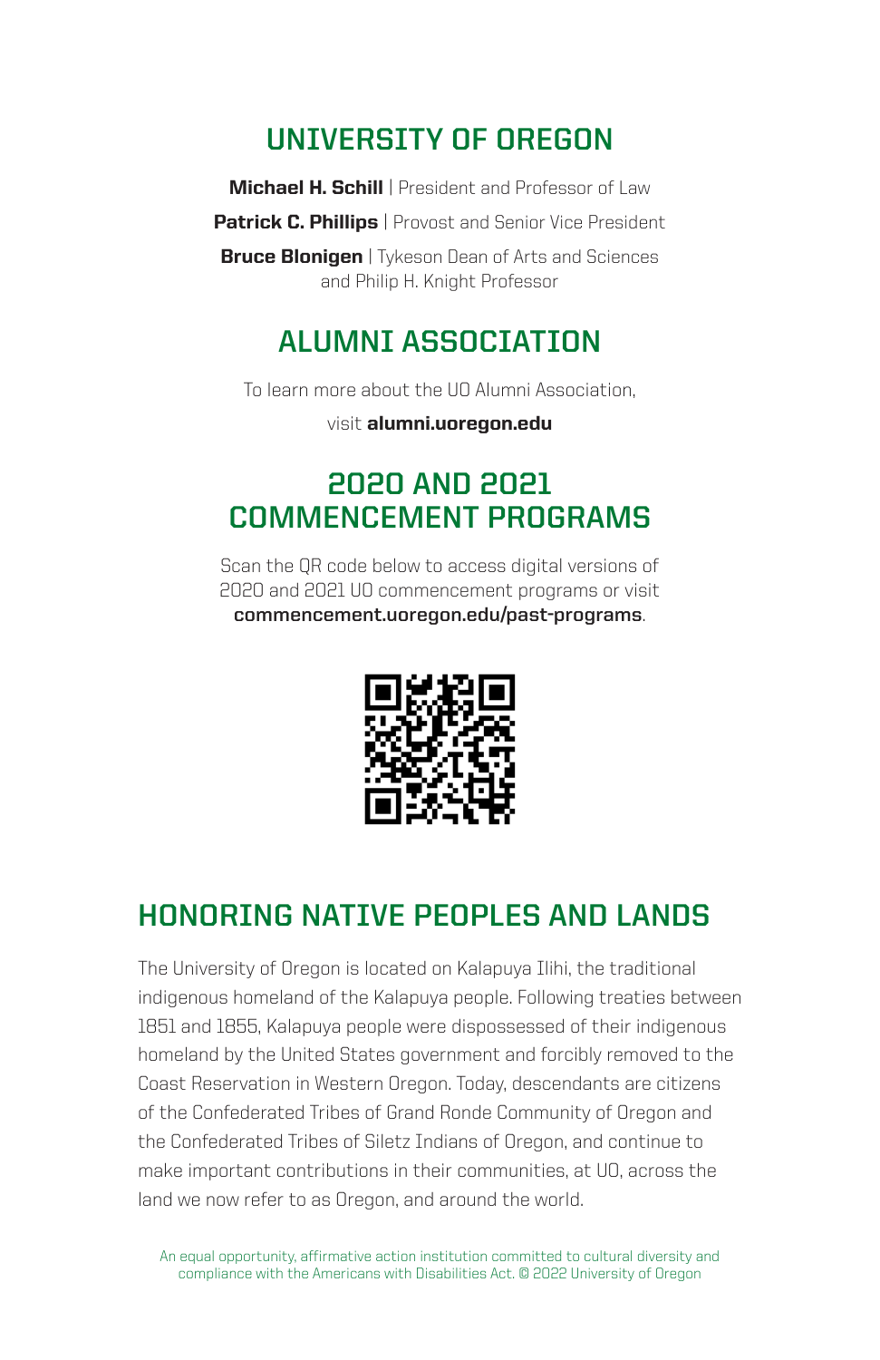## UNIVERSITY OF OREGON

**Michael H. Schill** | President and Professor of Law

**Patrick C. Phillips** | Provost and Senior Vice President

**Bruce Blonigen** | Tykeson Dean of Arts and Sciences and Philip H. Knight Professor

## ALUMNI ASSOCIATION

To learn more about the UO Alumni Association,

visit **alumni.uoregon.edu**

## 2020 AND 2021 COMMENCEMENT PROGRAMS

Scan the QR code below to access digital versions of 2020 and 2021 UO commencement programs or visit **commencement.uoregon.edu/past-programs**.

## HONORING NATIVE PEOPLES AND LANDS

The University of Oregon is located on Kalapuya Ilihi, the traditional indigenous homeland of the Kalapuya people. Following treaties between 1851 and 1855, Kalapuya people were dispossessed of their indigenous homeland by the United States government and forcibly removed to the Coast Reservation in Western Oregon. Today, descendants are citizens of the Confederated Tribes of Grand Ronde Community of Oregon and the Confederated Tribes of Siletz Indians of Oregon, and continue to make important contributions in their communities, at UO, across the land we now refer to as Oregon, and around the world.

An equal opportunity, affirmative action institution committed to cultural diversity and compliance with the Americans with Disabilities Act. © 2022 University of Oregon